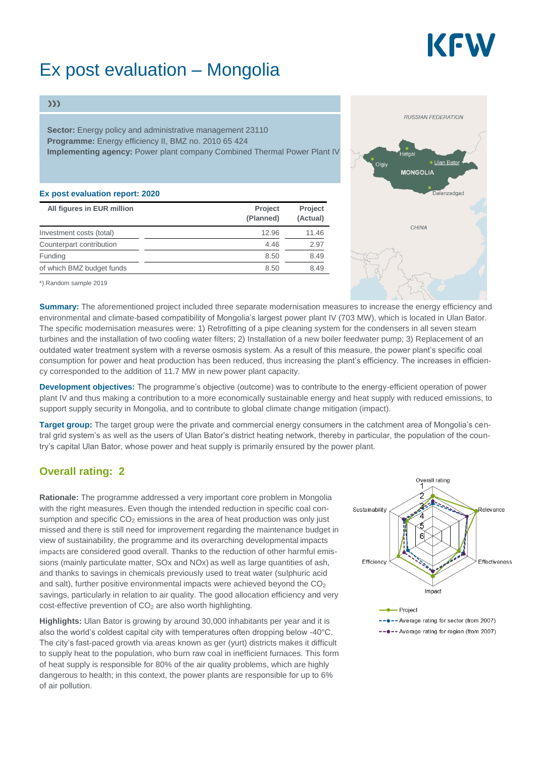# Ex post evaluation – Mongolia

**Sector:** Energy policy and administrative management 23110
**Programme:** Energy efficiency II, BMZ no. 2010 65 424
**Implementing agency:** Power plant company Combined Thermal Power Plant IV

**Ex post evaluation report: 2020**

| All figures in EUR million | Project (Planned) | Project (Actual) |
|---|---|---|
| Investment costs (total) | 12.96 | 11.46 |
| Counterpart contribution | 4.46 | 2.97 |
| Funding | 8.50 | 8.49 |
| of which BMZ budget funds | 8.50 | 8.49 |

*) Random sample 2019

**Summary:** The aforementioned project included three separate modernisation measures to increase the energy efficiency and environmental and climate-based compatibility of Mongolia's largest power plant IV (703 MW), which is located in Ulan Bator. The specific modernisation measures were: 1) Retrofitting of a pipe cleaning system for the condensers in all seven steam turbines and the installation of two cooling water filters; 2) Installation of a new boiler feedwater pump; 3) Replacement of an outdated water treatment system with a reverse osmosis system. As a result of this measure, the power plant's specific coal consumption for power and heat production has been reduced, thus increasing the plant's efficiency. The increases in efficiency corresponded to the addition of 11.7 MW in new power plant capacity.

**Development objectives:** The programme's objective (outcome) was to contribute to the energy-efficient operation of power plant IV and thus making a contribution to a more economically sustainable energy and heat supply with reduced emissions, to support supply security in Mongolia, and to contribute to global climate change mitigation (impact).

**Target group:** The target group were the private and commercial energy consumers in the catchment area of Mongolia's central grid system's as well as the users of Ulan Bator's district heating network, thereby in particular, the population of the country's capital Ulan Bator, whose power and heat supply is primarily ensured by the power plant.

## Overall rating: 2

**Rationale:** The programme addressed a very important core problem in Mongolia with the right measures. Even though the intended reduction in specific coal consumption and specific $CO_2$ emissions in the area of heat production was only just missed and there is still need for improvement regarding the maintenance budget in view of sustainability, the programme and its overarching developmental impacts are considered good overall. Thanks to the reduction of other harmful emissions (mainly particulate matter, SOx and NOx) as well as large quantities of ash, and thanks to savings in chemicals previously used to treat water (sulphuric acid and salt), further positive environmental impacts were achieved beyond the $CO_2$ savings, particularly in relation to air quality. The good allocation efficiency and very cost-effective prevention of $CO_2$ are also worth highlighting.

**Highlights:** Ulan Bator is growing by around 30,000 inhabitants per year and it is also the world's coldest capital city with temperatures often dropping below -40°C. The city's fast-paced growth via areas known as ger (yurt) districts makes it difficult to supply heat to the population, who burn raw coal in inefficient furnaces. This form of heat supply is responsible for 80% of the air quality problems, which are highly dangerous to health; in this context, the power plants are responsible for up to 6% of air pollution.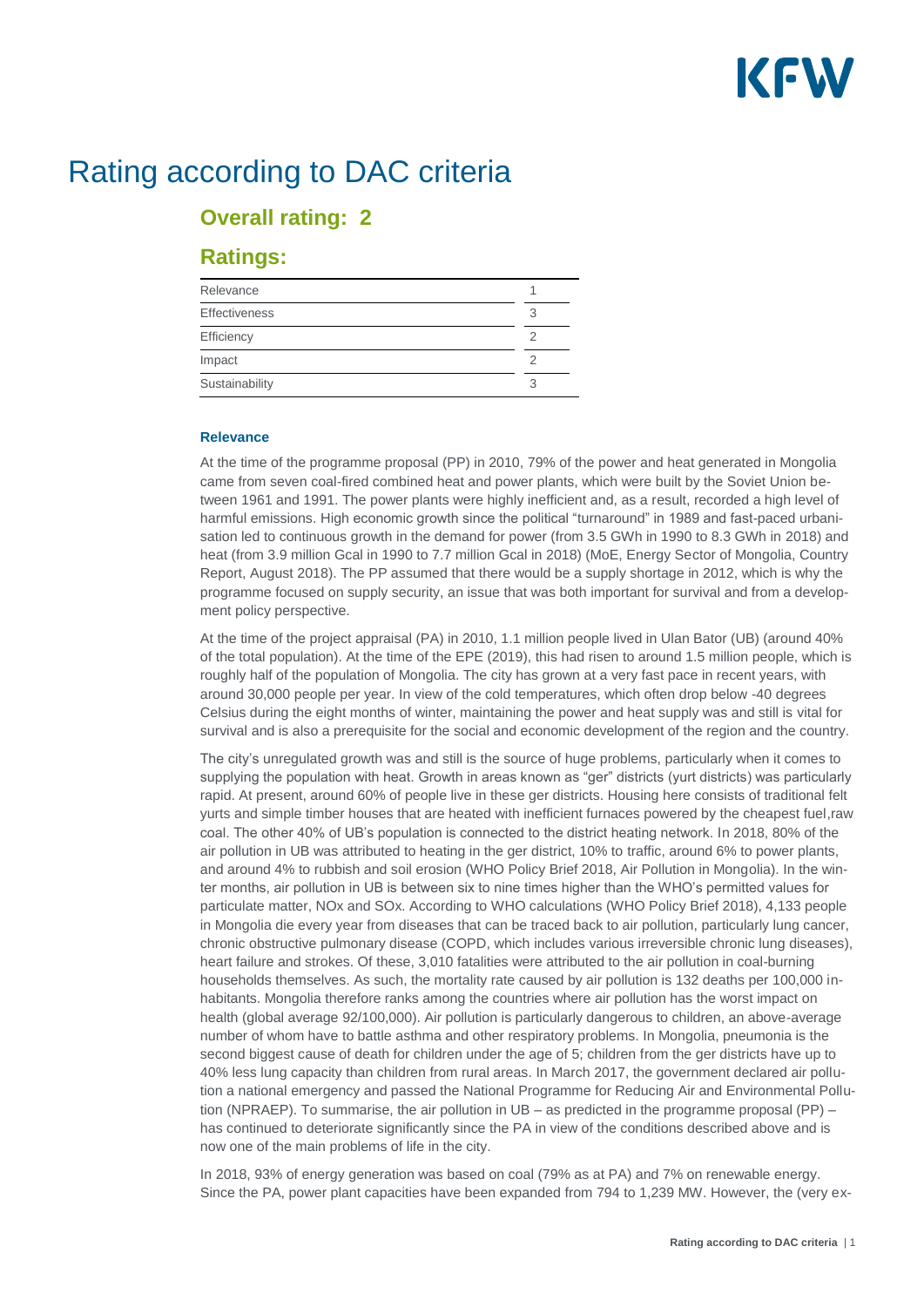# Rating according to DAC criteria

## Overall rating: 2

## Ratings:

| | |
|---|---|
| Relevance | 1 |
| Effectiveness | 3 |
| Efficiency | 2 |
| Impact | 2 |
| Sustainability | 3 |

### Relevance

At the time of the programme proposal (PP) in 2010, 79% of the power and heat generated in Mongolia came from seven coal-fired combined heat and power plants, which were built by the Soviet Union between 1961 and 1991. The power plants were highly inefficient and, as a result, recorded a high level of harmful emissions. High economic growth since the political "turnaround" in 1989 and fast-paced urbanisation led to continuous growth in the demand for power (from 3.5 GWh in 1990 to 8.3 GWh in 2018) and heat (from 3.9 million Gcal in 1990 to 7.7 million Gcal in 2018) (MoE, Energy Sector of Mongolia, Country Report, August 2018). The PP assumed that there would be a supply shortage in 2012, which is why the programme focused on supply security, an issue that was both important for survival and from a development policy perspective.

At the time of the project appraisal (PA) in 2010, 1.1 million people lived in Ulan Bator (UB) (around 40% of the total population). At the time of the EPE (2019), this had risen to around 1.5 million people, which is roughly half of the population of Mongolia. The city has grown at a very fast pace in recent years, with around 30,000 people per year. In view of the cold temperatures, which often drop below -40 degrees Celsius during the eight months of winter, maintaining the power and heat supply was and still is vital for survival and is also a prerequisite for the social and economic development of the region and the country.

The city's unregulated growth was and still is the source of huge problems, particularly when it comes to supplying the population with heat. Growth in areas known as "ger" districts (yurt districts) was particularly rapid. At present, around 60% of people live in these ger districts. Housing here consists of traditional felt yurts and simple timber houses that are heated with inefficient furnaces powered by the cheapest fuel,raw coal. The other 40% of UB's population is connected to the district heating network. In 2018, 80% of the air pollution in UB was attributed to heating in the ger district, 10% to traffic, around 6% to power plants, and around 4% to rubbish and soil erosion (WHO Policy Brief 2018, Air Pollution in Mongolia). In the winter months, air pollution in UB is between six to nine times higher than the WHO's permitted values for particulate matter, NOx and SOx. According to WHO calculations (WHO Policy Brief 2018), 4,133 people in Mongolia die every year from diseases that can be traced back to air pollution, particularly lung cancer, chronic obstructive pulmonary disease (COPD, which includes various irreversible chronic lung diseases), heart failure and strokes. Of these, 3,010 fatalities were attributed to the air pollution in coal-burning households themselves. As such, the mortality rate caused by air pollution is 132 deaths per 100,000 inhabitants. Mongolia therefore ranks among the countries where air pollution has the worst impact on health (global average 92/100,000). Air pollution is particularly dangerous to children, an above-average number of whom have to battle asthma and other respiratory problems. In Mongolia, pneumonia is the second biggest cause of death for children under the age of 5; children from the ger districts have up to 40% less lung capacity than children from rural areas. In March 2017, the government declared air pollution a national emergency and passed the National Programme for Reducing Air and Environmental Pollution (NPRAEP). To summarise, the air pollution in UB – as predicted in the programme proposal (PP) – has continued to deteriorate significantly since the PA in view of the conditions described above and is now one of the main problems of life in the city.

In 2018, 93% of energy generation was based on coal (79% as at PA) and 7% on renewable energy. Since the PA, power plant capacities have been expanded from 794 to 1,239 MW. However, the (very ex-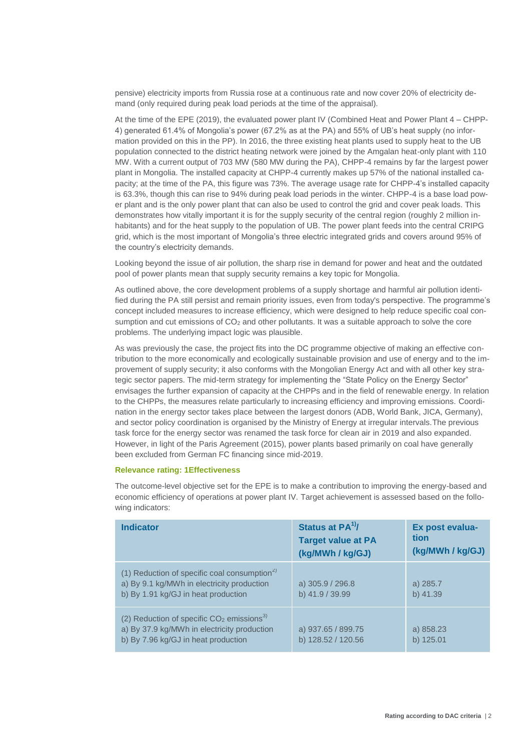pensive) electricity imports from Russia rose at a continuous rate and now cover 20% of electricity demand (only required during peak load periods at the time of the appraisal).

At the time of the EPE (2019), the evaluated power plant IV (Combined Heat and Power Plant 4 – CHPP-4) generated 61.4% of Mongolia's power (67.2% as at the PA) and 55% of UB's heat supply (no information provided on this in the PP). In 2016, the three existing heat plants used to supply heat to the UB population connected to the district heating network were joined by the Amgalan heat-only plant with 110 MW. With a current output of 703 MW (580 MW during the PA), CHPP-4 remains by far the largest power plant in Mongolia. The installed capacity at CHPP-4 currently makes up 57% of the national installed capacity; at the time of the PA, this figure was 73%. The average usage rate for CHPP-4's installed capacity is 63.3%, though this can rise to 94% during peak load periods in the winter. CHPP-4 is a base load power plant and is the only power plant that can also be used to control the grid and cover peak loads. This demonstrates how vitally important it is for the supply security of the central region (roughly 2 million inhabitants) and for the heat supply to the population of UB. The power plant feeds into the central CRIPG grid, which is the most important of Mongolia's three electric integrated grids and covers around 95% of the country's electricity demands.

Looking beyond the issue of air pollution, the sharp rise in demand for power and heat and the outdated pool of power plants mean that supply security remains a key topic for Mongolia.

As outlined above, the core development problems of a supply shortage and harmful air pollution identified during the PA still persist and remain priority issues, even from today's perspective. The programme's concept included measures to increase efficiency, which were designed to help reduce specific coal consumption and cut emissions of $CO_2$ and other pollutants. It was a suitable approach to solve the core problems. The underlying impact logic was plausible.

As was previously the case, the project fits into the DC programme objective of making an effective contribution to the more economically and ecologically sustainable provision and use of energy and to the improvement of supply security; it also conforms with the Mongolian Energy Act and with all other key strategic sector papers. The mid-term strategy for implementing the "State Policy on the Energy Sector" envisages the further expansion of capacity at the CHPPs and in the field of renewable energy. In relation to the CHPPs, the measures relate particularly to increasing efficiency and improving emissions. Coordination in the energy sector takes place between the largest donors (ADB, World Bank, JICA, Germany), and sector policy coordination is organised by the Ministry of Energy at irregular intervals.The previous task force for the energy sector was renamed the task force for clean air in 2019 and also expanded. However, in light of the Paris Agreement (2015), power plants based primarily on coal have generally been excluded from German FC financing since mid-2019.

**Relevance rating: 1Effectiveness**

The outcome-level objective set for the EPE is to make a contribution to improving the energy-based and economic efficiency of operations at power plant IV. Target achievement is assessed based on the following indicators:

| Indicator | Status at PA[1]/ Target value at PA (kg/MWh / kg/GJ) | Ex post evaluation (kg/MWh / kg/GJ) |
|---|---|---|
| (1) Reduction of specific coal consumption[2] a) By 9.1 kg/MWh in electricity production b) By 1.91 kg/GJ in heat production | a) 305.9 / 296.8 b) 41.9 / 39.99 | a) 285.7 b) 41.39 |
| (2) Reduction of specific $CO_2$ emissions[3] a) By 37.9 kg/MWh in electricity production b) By 7.96 kg/GJ in heat production | a) 937.65 / 899.75 b) 128.52 / 120.56 | a) 858.23 b) 125.01 |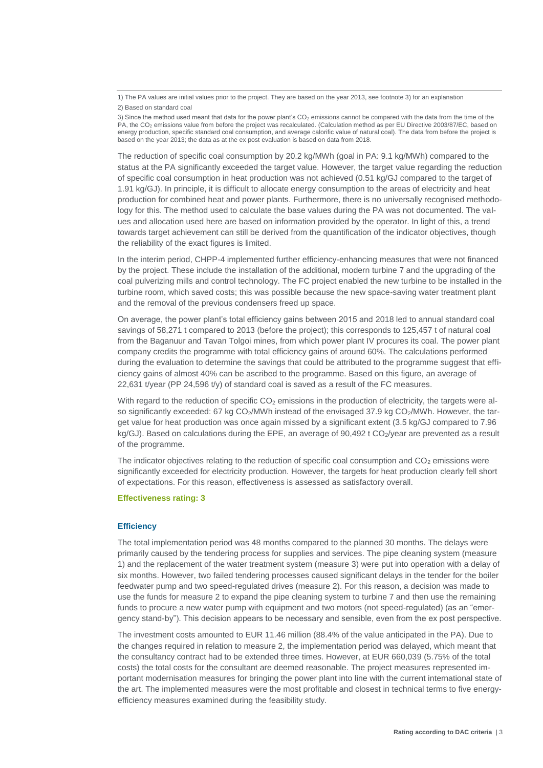1) The PA values are initial values prior to the project. They are based on the year 2013, see footnote 3) for an explanation

2) Based on standard coal

3) Since the method used meant that data for the power plant's $CO_2$ emissions cannot be compared with the data from the time of the PA, the $CO_2$ emissions value from before the project was recalculated. (Calculation method as per EU Directive 2003/87/EC, based on energy production, specific standard coal consumption, and average calorific value of natural coal). The data from before the project is based on the year 2013; the data as at the ex post evaluation is based on data from 2018.

The reduction of specific coal consumption by 20.2 kg/MWh (goal in PA: 9.1 kg/MWh) compared to the status at the PA significantly exceeded the target value. However, the target value regarding the reduction of specific coal consumption in heat production was not achieved (0.51 kg/GJ compared to the target of 1.91 kg/GJ). In principle, it is difficult to allocate energy consumption to the areas of electricity and heat production for combined heat and power plants. Furthermore, there is no universally recognised methodology for this. The method used to calculate the base values during the PA was not documented. The values and allocation used here are based on information provided by the operator. In light of this, a trend towards target achievement can still be derived from the quantification of the indicator objectives, though the reliability of the exact figures is limited.

In the interim period, CHPP-4 implemented further efficiency-enhancing measures that were not financed by the project. These include the installation of the additional, modern turbine 7 and the upgrading of the coal pulverizing mills and control technology. The FC project enabled the new turbine to be installed in the turbine room, which saved costs; this was possible because the new space-saving water treatment plant and the removal of the previous condensers freed up space.

On average, the power plant's total efficiency gains between 2015 and 2018 led to annual standard coal savings of 58,271 t compared to 2013 (before the project); this corresponds to 125,457 t of natural coal from the Baganuur and Tavan Tolgoi mines, from which power plant IV procures its coal. The power plant company credits the programme with total efficiency gains of around 60%. The calculations performed during the evaluation to determine the savings that could be attributed to the programme suggest that efficiency gains of almost 40% can be ascribed to the programme. Based on this figure, an average of 22,631 t/year (PP 24,596 t/y) of standard coal is saved as a result of the FC measures.

With regard to the reduction of specific $CO_2$ emissions in the production of electricity, the targets were also significantly exceeded: 67 kg $CO_2$/MWh instead of the envisaged 37.9 kg $CO_2$/MWh. However, the target value for heat production was once again missed by a significant extent (3.5 kg/GJ compared to 7.96 kg/GJ). Based on calculations during the EPE, an average of 90,492 t $CO_2$/year are prevented as a result of the programme.

The indicator objectives relating to the reduction of specific coal consumption and $CO_2$ emissions were significantly exceeded for electricity production. However, the targets for heat production clearly fell short of expectations. For this reason, effectiveness is assessed as satisfactory overall.

**Effectiveness rating: 3**

### Efficiency

The total implementation period was 48 months compared to the planned 30 months. The delays were primarily caused by the tendering process for supplies and services. The pipe cleaning system (measure 1) and the replacement of the water treatment system (measure 3) were put into operation with a delay of six months. However, two failed tendering processes caused significant delays in the tender for the boiler feedwater pump and two speed-regulated drives (measure 2). For this reason, a decision was made to use the funds for measure 2 to expand the pipe cleaning system to turbine 7 and then use the remaining funds to procure a new water pump with equipment and two motors (not speed-regulated) (as an "emergency stand-by"). This decision appears to be necessary and sensible, even from the ex post perspective.

The investment costs amounted to EUR 11.46 million (88.4% of the value anticipated in the PA). Due to the changes required in relation to measure 2, the implementation period was delayed, which meant that the consultancy contract had to be extended three times. However, at EUR 660,039 (5.75% of the total costs) the total costs for the consultant are deemed reasonable. The project measures represented important modernisation measures for bringing the power plant into line with the current international state of the art. The implemented measures were the most profitable and closest in technical terms to five energy-efficiency measures examined during the feasibility study.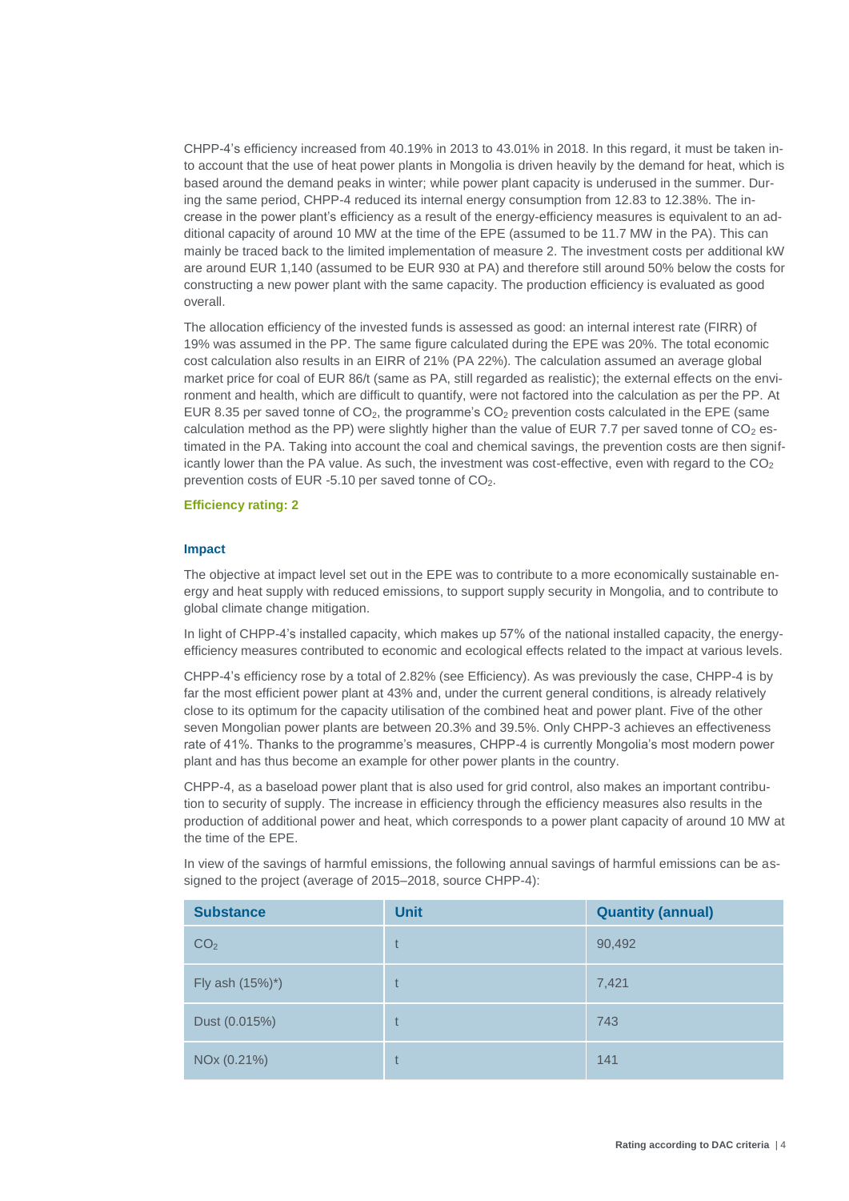CHPP-4's efficiency increased from 40.19% in 2013 to 43.01% in 2018. In this regard, it must be taken into account that the use of heat power plants in Mongolia is driven heavily by the demand for heat, which is based around the demand peaks in winter; while power plant capacity is underused in the summer. During the same period, CHPP-4 reduced its internal energy consumption from 12.83 to 12.38%. The increase in the power plant's efficiency as a result of the energy-efficiency measures is equivalent to an additional capacity of around 10 MW at the time of the EPE (assumed to be 11.7 MW in the PA). This can mainly be traced back to the limited implementation of measure 2. The investment costs per additional kW are around EUR 1,140 (assumed to be EUR 930 at PA) and therefore still around 50% below the costs for constructing a new power plant with the same capacity. The production efficiency is evaluated as good overall.

The allocation efficiency of the invested funds is assessed as good: an internal interest rate (FIRR) of 19% was assumed in the PP. The same figure calculated during the EPE was 20%. The total economic cost calculation also results in an EIRR of 21% (PA 22%). The calculation assumed an average global market price for coal of EUR 86/t (same as PA, still regarded as realistic); the external effects on the environment and health, which are difficult to quantify, were not factored into the calculation as per the PP. At EUR 8.35 per saved tonne of $CO_2$, the programme's $CO_2$ prevention costs calculated in the EPE (same calculation method as the PP) were slightly higher than the value of EUR 7.7 per saved tonne of $CO_2$ estimated in the PA. Taking into account the coal and chemical savings, the prevention costs are then significantly lower than the PA value. As such, the investment was cost-effective, even with regard to the $CO_2$ prevention costs of EUR -5.10 per saved tonne of $CO_2$.

**Efficiency rating: 2**

#### Impact

The objective at impact level set out in the EPE was to contribute to a more economically sustainable energy and heat supply with reduced emissions, to support supply security in Mongolia, and to contribute to global climate change mitigation.

In light of CHPP-4's installed capacity, which makes up 57% of the national installed capacity, the energy-efficiency measures contributed to economic and ecological effects related to the impact at various levels.

CHPP-4's efficiency rose by a total of 2.82% (see Efficiency). As was previously the case, CHPP-4 is by far the most efficient power plant at 43% and, under the current general conditions, is already relatively close to its optimum for the capacity utilisation of the combined heat and power plant. Five of the other seven Mongolian power plants are between 20.3% and 39.5%. Only CHPP-3 achieves an effectiveness rate of 41%. Thanks to the programme's measures, CHPP-4 is currently Mongolia's most modern power plant and has thus become an example for other power plants in the country.

CHPP-4, as a baseload power plant that is also used for grid control, also makes an important contribution to security of supply. The increase in efficiency through the efficiency measures also results in the production of additional power and heat, which corresponds to a power plant capacity of around 10 MW at the time of the EPE.

In view of the savings of harmful emissions, the following annual savings of harmful emissions can be assigned to the project (average of 2015–2018, source CHPP-4):

| Substance | Unit | Quantity (annual) |
| --- | --- | --- |
| $CO_2$ | t | 90,492 |
| Fly ash (15%)*) | t | 7,421 |
| Dust (0.015%) | t | 743 |
| NOx (0.21%) | t | 141 |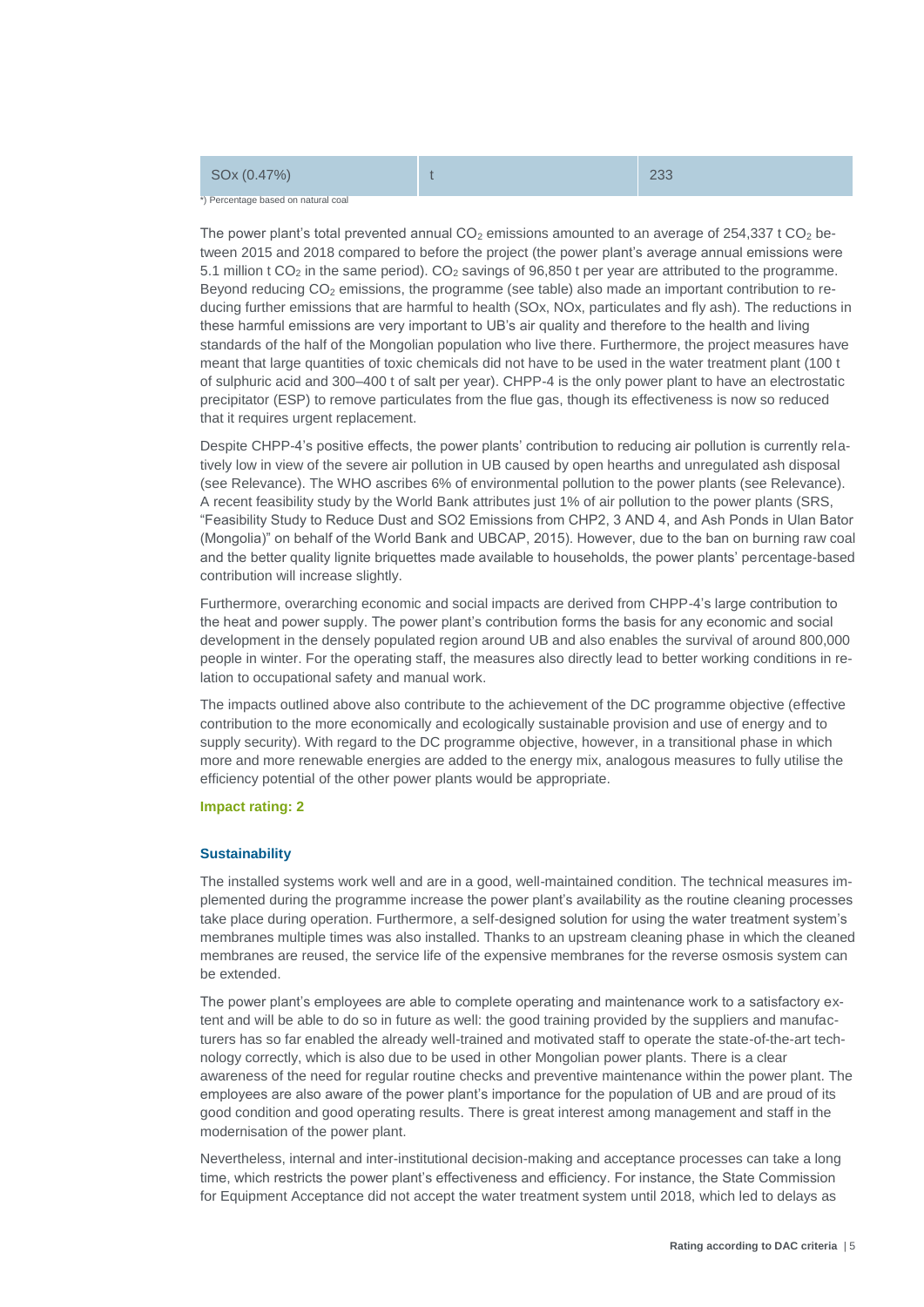| SOx (0.47%) | t | 233 |
|---|---|---|

*) Percentage based on natural coal

The power plant's total prevented annual $CO_2$ emissions amounted to an average of 254,337 t $CO_2$ between 2015 and 2018 compared to before the project (the power plant's average annual emissions were 5.1 million t $CO_2$ in the same period). $CO_2$ savings of 96,850 t per year are attributed to the programme. Beyond reducing $CO_2$ emissions, the programme (see table) also made an important contribution to reducing further emissions that are harmful to health (SOx, NOx, particulates and fly ash). The reductions in these harmful emissions are very important to UB's air quality and therefore to the health and living standards of the half of the Mongolian population who live there. Furthermore, the project measures have meant that large quantities of toxic chemicals did not have to be used in the water treatment plant (100 t of sulphuric acid and 300–400 t of salt per year). CHPP-4 is the only power plant to have an electrostatic precipitator (ESP) to remove particulates from the flue gas, though its effectiveness is now so reduced that it requires urgent replacement.

Despite CHPP-4's positive effects, the power plants' contribution to reducing air pollution is currently relatively low in view of the severe air pollution in UB caused by open hearths and unregulated ash disposal (see Relevance). The WHO ascribes 6% of environmental pollution to the power plants (see Relevance). A recent feasibility study by the World Bank attributes just 1% of air pollution to the power plants (SRS, "Feasibility Study to Reduce Dust and SO2 Emissions from CHP2, 3 AND 4, and Ash Ponds in Ulan Bator (Mongolia)" on behalf of the World Bank and UBCAP, 2015). However, due to the ban on burning raw coal and the better quality lignite briquettes made available to households, the power plants' percentage-based contribution will increase slightly.

Furthermore, overarching economic and social impacts are derived from CHPP-4's large contribution to the heat and power supply. The power plant's contribution forms the basis for any economic and social development in the densely populated region around UB and also enables the survival of around 800,000 people in winter. For the operating staff, the measures also directly lead to better working conditions in relation to occupational safety and manual work.

The impacts outlined above also contribute to the achievement of the DC programme objective (effective contribution to the more economically and ecologically sustainable provision and use of energy and to supply security). With regard to the DC programme objective, however, in a transitional phase in which more and more renewable energies are added to the energy mix, analogous measures to fully utilise the efficiency potential of the other power plants would be appropriate.

**Impact rating: 2**

### Sustainability

The installed systems work well and are in a good, well-maintained condition. The technical measures implemented during the programme increase the power plant's availability as the routine cleaning processes take place during operation. Furthermore, a self-designed solution for using the water treatment system's membranes multiple times was also installed. Thanks to an upstream cleaning phase in which the cleaned membranes are reused, the service life of the expensive membranes for the reverse osmosis system can be extended.

The power plant's employees are able to complete operating and maintenance work to a satisfactory extent and will be able to do so in future as well: the good training provided by the suppliers and manufacturers has so far enabled the already well-trained and motivated staff to operate the state-of-the-art technology correctly, which is also due to be used in other Mongolian power plants. There is a clear awareness of the need for regular routine checks and preventive maintenance within the power plant. The employees are also aware of the power plant's importance for the population of UB and are proud of its good condition and good operating results. There is great interest among management and staff in the modernisation of the power plant.

Nevertheless, internal and inter-institutional decision-making and acceptance processes can take a long time, which restricts the power plant's effectiveness and efficiency. For instance, the State Commission for Equipment Acceptance did not accept the water treatment system until 2018, which led to delays as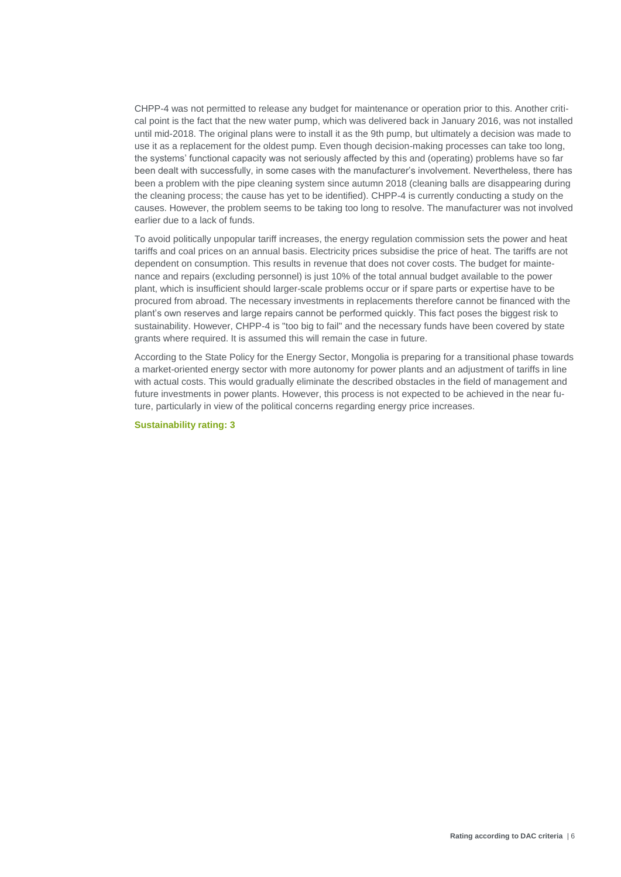CHPP-4 was not permitted to release any budget for maintenance or operation prior to this. Another critical point is the fact that the new water pump, which was delivered back in January 2016, was not installed until mid-2018. The original plans were to install it as the 9th pump, but ultimately a decision was made to use it as a replacement for the oldest pump. Even though decision-making processes can take too long, the systems' functional capacity was not seriously affected by this and (operating) problems have so far been dealt with successfully, in some cases with the manufacturer's involvement. Nevertheless, there has been a problem with the pipe cleaning system since autumn 2018 (cleaning balls are disappearing during the cleaning process; the cause has yet to be identified). CHPP-4 is currently conducting a study on the causes. However, the problem seems to be taking too long to resolve. The manufacturer was not involved earlier due to a lack of funds.

To avoid politically unpopular tariff increases, the energy regulation commission sets the power and heat tariffs and coal prices on an annual basis. Electricity prices subsidise the price of heat. The tariffs are not dependent on consumption. This results in revenue that does not cover costs. The budget for maintenance and repairs (excluding personnel) is just 10% of the total annual budget available to the power plant, which is insufficient should larger-scale problems occur or if spare parts or expertise have to be procured from abroad. The necessary investments in replacements therefore cannot be financed with the plant's own reserves and large repairs cannot be performed quickly. This fact poses the biggest risk to sustainability. However, CHPP-4 is "too big to fail" and the necessary funds have been covered by state grants where required. It is assumed this will remain the case in future.

According to the State Policy for the Energy Sector, Mongolia is preparing for a transitional phase towards a market-oriented energy sector with more autonomy for power plants and an adjustment of tariffs in line with actual costs. This would gradually eliminate the described obstacles in the field of management and future investments in power plants. However, this process is not expected to be achieved in the near future, particularly in view of the political concerns regarding energy price increases.

**Sustainability rating: 3**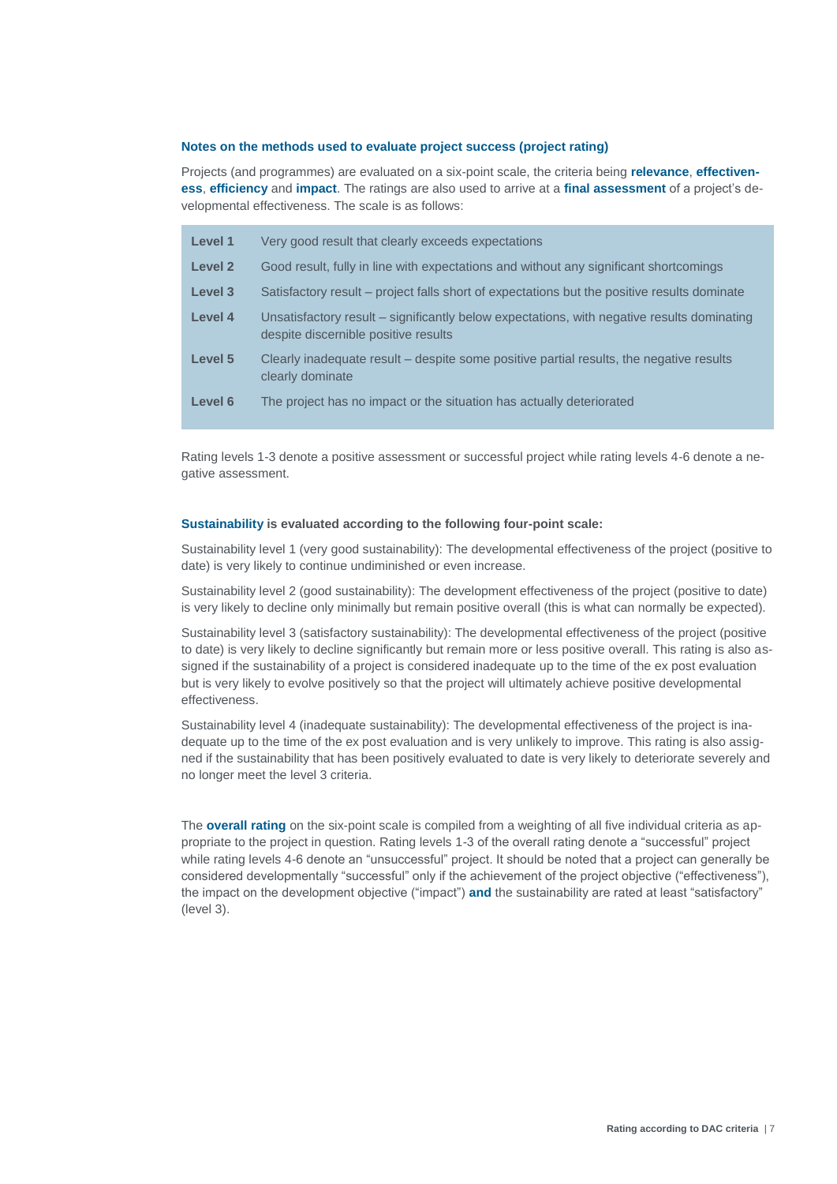### Notes on the methods used to evaluate project success (project rating)

Projects (and programmes) are evaluated on a six-point scale, the criteria being **relevance**, **effectiveness**, **efficiency** and **impact**. The ratings are also used to arrive at a **final assessment** of a project's developmental effectiveness. The scale is as follows:

| | |
|---|---|
| **Level 1** | Very good result that clearly exceeds expectations |
| **Level 2** | Good result, fully in line with expectations and without any significant shortcomings |
| **Level 3** | Satisfactory result – project falls short of expectations but the positive results dominate |
| **Level 4** | Unsatisfactory result – significantly below expectations, with negative results dominating despite discernible positive results |
| **Level 5** | Clearly inadequate result – despite some positive partial results, the negative results clearly dominate |
| **Level 6** | The project has no impact or the situation has actually deteriorated |

Rating levels 1-3 denote a positive assessment or successful project while rating levels 4-6 denote a negative assessment.

### Sustainability is evaluated according to the following four-point scale:

Sustainability level 1 (very good sustainability): The developmental effectiveness of the project (positive to date) is very likely to continue undiminished or even increase.

Sustainability level 2 (good sustainability): The development effectiveness of the project (positive to date) is very likely to decline only minimally but remain positive overall (this is what can normally be expected).

Sustainability level 3 (satisfactory sustainability): The developmental effectiveness of the project (positive to date) is very likely to decline significantly but remain more or less positive overall. This rating is also assigned if the sustainability of a project is considered inadequate up to the time of the ex post evaluation but is very likely to evolve positively so that the project will ultimately achieve positive developmental effectiveness.

Sustainability level 4 (inadequate sustainability): The developmental effectiveness of the project is inadequate up to the time of the ex post evaluation and is very unlikely to improve. This rating is also assigned if the sustainability that has been positively evaluated to date is very likely to deteriorate severely and no longer meet the level 3 criteria.

The **overall rating** on the six-point scale is compiled from a weighting of all five individual criteria as appropriate to the project in question. Rating levels 1-3 of the overall rating denote a "successful" project while rating levels 4-6 denote an "unsuccessful" project. It should be noted that a project can generally be considered developmentally "successful" only if the achievement of the project objective ("effectiveness"), the impact on the development objective ("impact") **and** the sustainability are rated at least "satisfactory" (level 3).